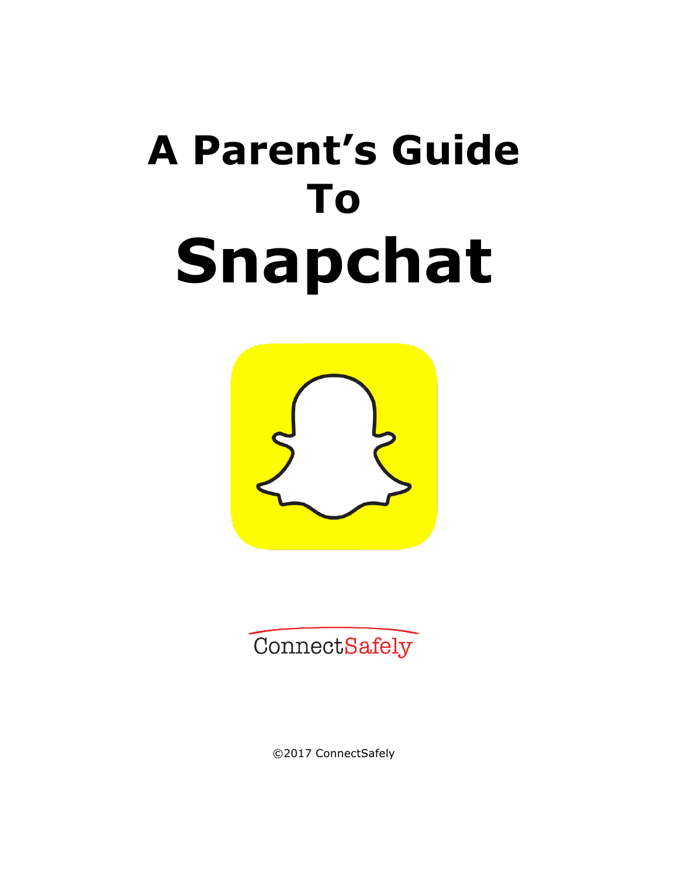# A Parent's Guide To Snapchat

ConnectSafely

©2017 ConnectSafely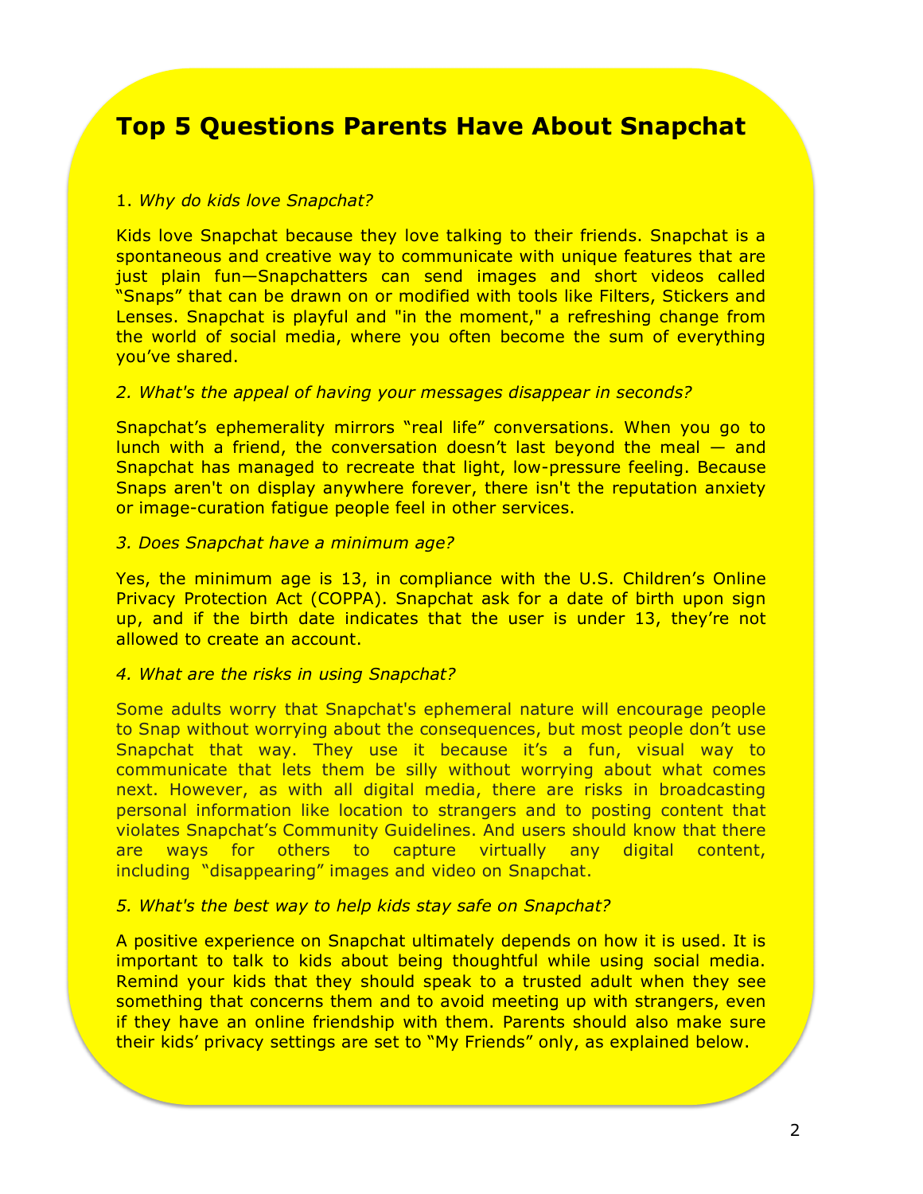# Top 5 Questions Parents Have About Snapchat

1. *Why do kids love Snapchat?*

Kids love Snapchat because they love talking to their friends. Snapchat is a spontaneous and creative way to communicate with unique features that are just plain fun—Snapchatters can send images and short videos called "Snaps" that can be drawn on or modified with tools like Filters, Stickers and Lenses. Snapchat is playful and "in the moment," a refreshing change from the world of social media, where you often become the sum of everything you've shared.

*2. What's the appeal of having your messages disappear in seconds?*

Snapchat's ephemerality mirrors "real life" conversations. When you go to lunch with a friend, the conversation doesn't last beyond the meal — and Snapchat has managed to recreate that light, low-pressure feeling. Because Snaps aren't on display anywhere forever, there isn't the reputation anxiety or image-curation fatigue people feel in other services.

*3. Does Snapchat have a minimum age?*

Yes, the minimum age is 13, in compliance with the U.S. Children's Online Privacy Protection Act (COPPA). Snapchat ask for a date of birth upon sign up, and if the birth date indicates that the user is under 13, they're not allowed to create an account.

*4. What are the risks in using Snapchat?*

Some adults worry that Snapchat's ephemeral nature will encourage people to Snap without worrying about the consequences, but most people don't use Snapchat that way. They use it because it's a fun, visual way to communicate that lets them be silly without worrying about what comes next. However, as with all digital media, there are risks in broadcasting personal information like location to strangers and to posting content that violates Snapchat's Community Guidelines. And users should know that there are ways for others to capture virtually any digital content, including "disappearing" images and video on Snapchat.

*5. What's the best way to help kids stay safe on Snapchat?*

A positive experience on Snapchat ultimately depends on how it is used. It is important to talk to kids about being thoughtful while using social media. Remind your kids that they should speak to a trusted adult when they see something that concerns them and to avoid meeting up with strangers, even if they have an online friendship with them. Parents should also make sure their kids' privacy settings are set to "My Friends" only, as explained below.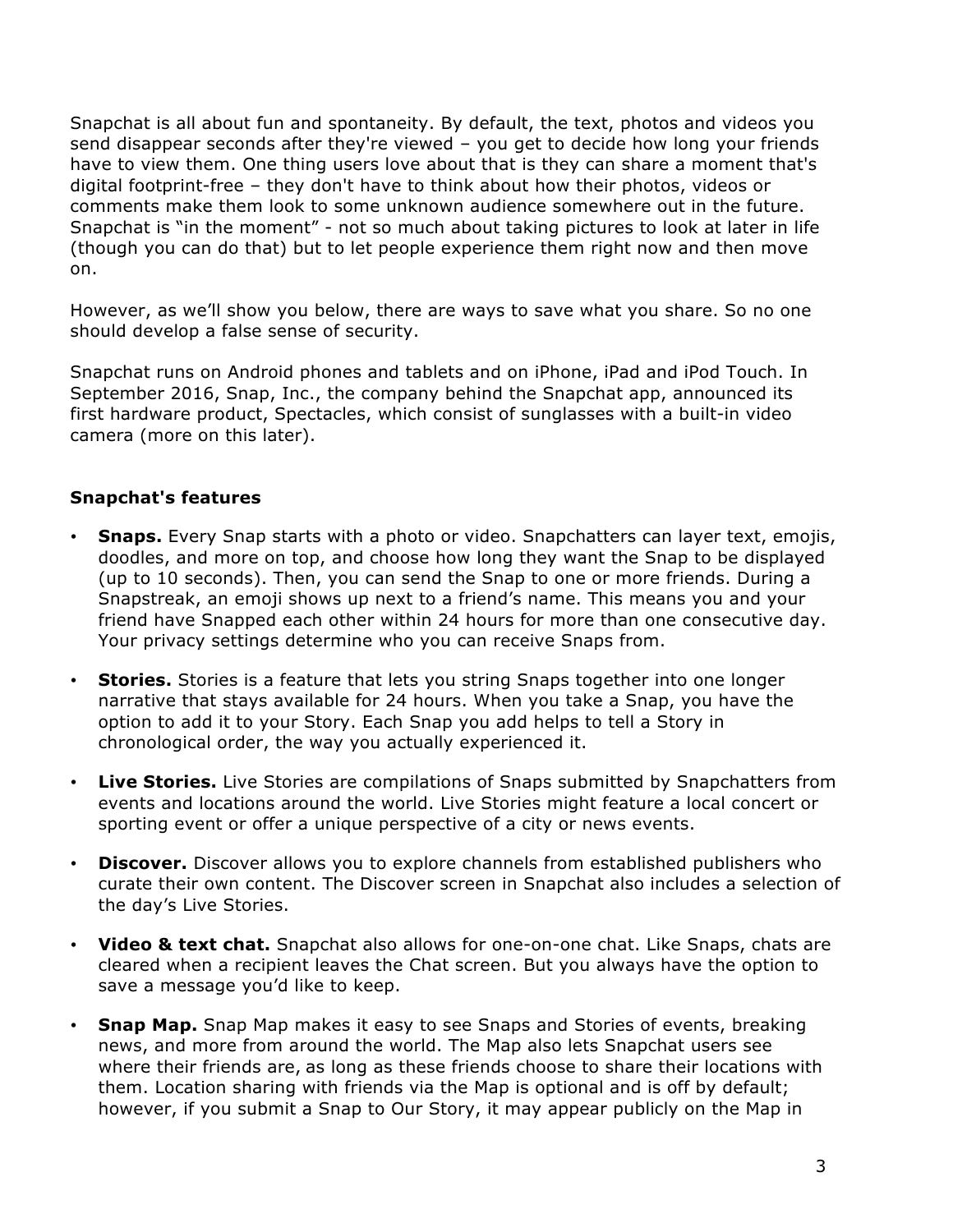Snapchat is all about fun and spontaneity. By default, the text, photos and videos you send disappear seconds after they're viewed – you get to decide how long your friends have to view them. One thing users love about that is they can share a moment that's digital footprint-free – they don't have to think about how their photos, videos or comments make them look to some unknown audience somewhere out in the future. Snapchat is "in the moment" - not so much about taking pictures to look at later in life (though you can do that) but to let people experience them right now and then move on.

However, as we'll show you below, there are ways to save what you share. So no one should develop a false sense of security.

Snapchat runs on Android phones and tablets and on iPhone, iPad and iPod Touch. In September 2016, Snap, Inc., the company behind the Snapchat app, announced its first hardware product, Spectacles, which consist of sunglasses with a built-in video camera (more on this later).

## Snapchat's features

- **Snaps.** Every Snap starts with a photo or video. Snapchatters can layer text, emojis, doodles, and more on top, and choose how long they want the Snap to be displayed (up to 10 seconds). Then, you can send the Snap to one or more friends. During a Snapstreak, an emoji shows up next to a friend's name. This means you and your friend have Snapped each other within 24 hours for more than one consecutive day. Your privacy settings determine who you can receive Snaps from.
- **Stories.** Stories is a feature that lets you string Snaps together into one longer narrative that stays available for 24 hours. When you take a Snap, you have the option to add it to your Story. Each Snap you add helps to tell a Story in chronological order, the way you actually experienced it.
- **Live Stories.** Live Stories are compilations of Snaps submitted by Snapchatters from events and locations around the world. Live Stories might feature a local concert or sporting event or offer a unique perspective of a city or news events.
- **Discover.** Discover allows you to explore channels from established publishers who curate their own content. The Discover screen in Snapchat also includes a selection of the day's Live Stories.
- **Video & text chat.** Snapchat also allows for one-on-one chat. Like Snaps, chats are cleared when a recipient leaves the Chat screen. But you always have the option to save a message you'd like to keep.
- **Snap Map.** Snap Map makes it easy to see Snaps and Stories of events, breaking news, and more from around the world. The Map also lets Snapchat users see where their friends are, as long as these friends choose to share their locations with them. Location sharing with friends via the Map is optional and is off by default; however, if you submit a Snap to Our Story, it may appear publicly on the Map in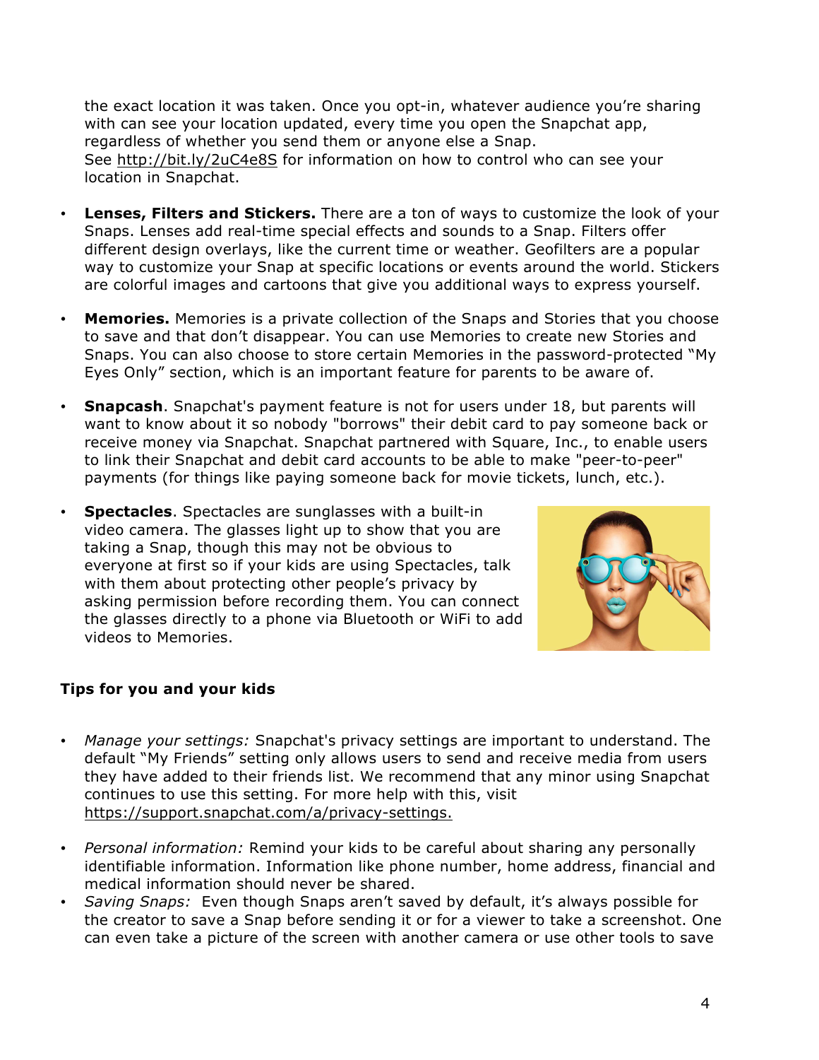the exact location it was taken. Once you opt-in, whatever audience you're sharing with can see your location updated, every time you open the Snapchat app, regardless of whether you send them or anyone else a Snap.
See http://bit.ly/2uC4e8S for information on how to control who can see your location in Snapchat.

- **Lenses, Filters and Stickers.** There are a ton of ways to customize the look of your Snaps. Lenses add real-time special effects and sounds to a Snap. Filters offer different design overlays, like the current time or weather. Geofilters are a popular way to customize your Snap at specific locations or events around the world. Stickers are colorful images and cartoons that give you additional ways to express yourself.

- **Memories.** Memories is a private collection of the Snaps and Stories that you choose to save and that don't disappear. You can use Memories to create new Stories and Snaps. You can also choose to store certain Memories in the password-protected "My Eyes Only" section, which is an important feature for parents to be aware of.

- **Snapcash**. Snapchat's payment feature is not for users under 18, but parents will want to know about it so nobody "borrows" their debit card to pay someone back or receive money via Snapchat. Snapchat partnered with Square, Inc., to enable users to link their Snapchat and debit card accounts to be able to make "peer-to-peer" payments (for things like paying someone back for movie tickets, lunch, etc.).

- **Spectacles**. Spectacles are sunglasses with a built-in video camera. The glasses light up to show that you are taking a Snap, though this may not be obvious to everyone at first so if your kids are using Spectacles, talk with them about protecting other people's privacy by asking permission before recording them. You can connect the glasses directly to a phone via Bluetooth or WiFi to add videos to Memories.

### Tips for you and your kids

- *Manage your settings:* Snapchat's privacy settings are important to understand. The default "My Friends" setting only allows users to send and receive media from users they have added to their friends list. We recommend that any minor using Snapchat continues to use this setting. For more help with this, visit https://support.snapchat.com/a/privacy-settings.

- *Personal information:* Remind your kids to be careful about sharing any personally identifiable information. Information like phone number, home address, financial and medical information should never be shared.
- *Saving Snaps:* Even though Snaps aren't saved by default, it's always possible for the creator to save a Snap before sending it or for a viewer to take a screenshot. One can even take a picture of the screen with another camera or use other tools to save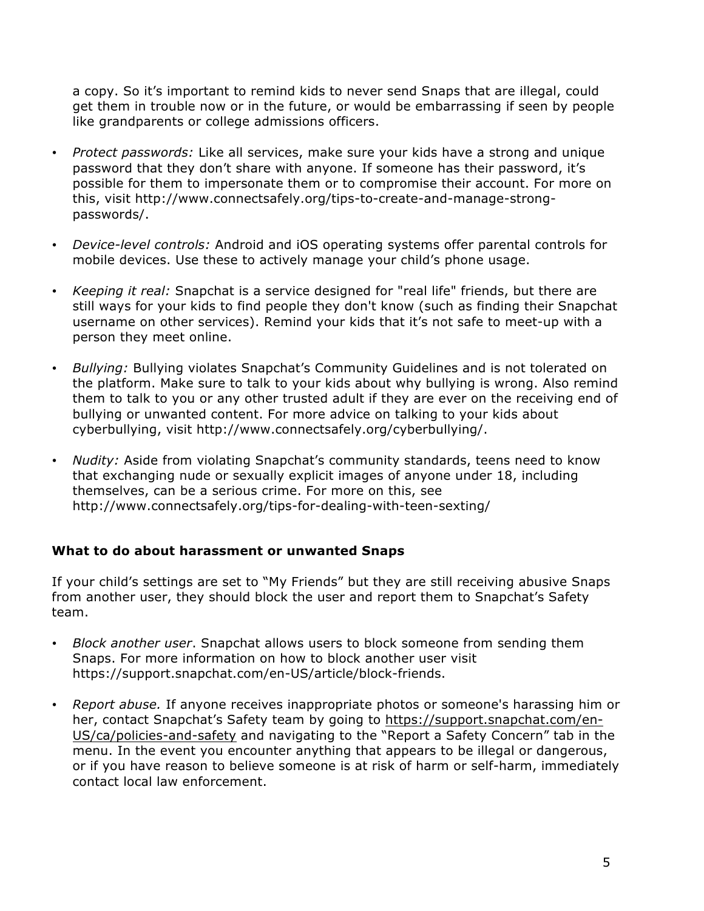a copy. So it's important to remind kids to never send Snaps that are illegal, could get them in trouble now or in the future, or would be embarrassing if seen by people like grandparents or college admissions officers.

- *Protect passwords:* Like all services, make sure your kids have a strong and unique password that they don't share with anyone. If someone has their password, it's possible for them to impersonate them or to compromise their account. For more on this, visit http://www.connectsafely.org/tips-to-create-and-manage-strong-passwords/.

- *Device-level controls:* Android and iOS operating systems offer parental controls for mobile devices. Use these to actively manage your child's phone usage.

- *Keeping it real:* Snapchat is a service designed for "real life" friends, but there are still ways for your kids to find people they don't know (such as finding their Snapchat username on other services). Remind your kids that it's not safe to meet-up with a person they meet online.

- *Bullying:* Bullying violates Snapchat's Community Guidelines and is not tolerated on the platform. Make sure to talk to your kids about why bullying is wrong. Also remind them to talk to you or any other trusted adult if they are ever on the receiving end of bullying or unwanted content. For more advice on talking to your kids about cyberbullying, visit http://www.connectsafely.org/cyberbullying/.

- *Nudity:* Aside from violating Snapchat's community standards, teens need to know that exchanging nude or sexually explicit images of anyone under 18, including themselves, can be a serious crime. For more on this, see http://www.connectsafely.org/tips-for-dealing-with-teen-sexting/

**What to do about harassment or unwanted Snaps**

If your child's settings are set to "My Friends" but they are still receiving abusive Snaps from another user, they should block the user and report them to Snapchat's Safety team.

- *Block another user*. Snapchat allows users to block someone from sending them Snaps. For more information on how to block another user visit https://support.snapchat.com/en-US/article/block-friends.

- *Report abuse.* If anyone receives inappropriate photos or someone's harassing him or her, contact Snapchat's Safety team by going to https://support.snapchat.com/en-US/ca/policies-and-safety and navigating to the "Report a Safety Concern" tab in the menu. In the event you encounter anything that appears to be illegal or dangerous, or if you have reason to believe someone is at risk of harm or self-harm, immediately contact local law enforcement.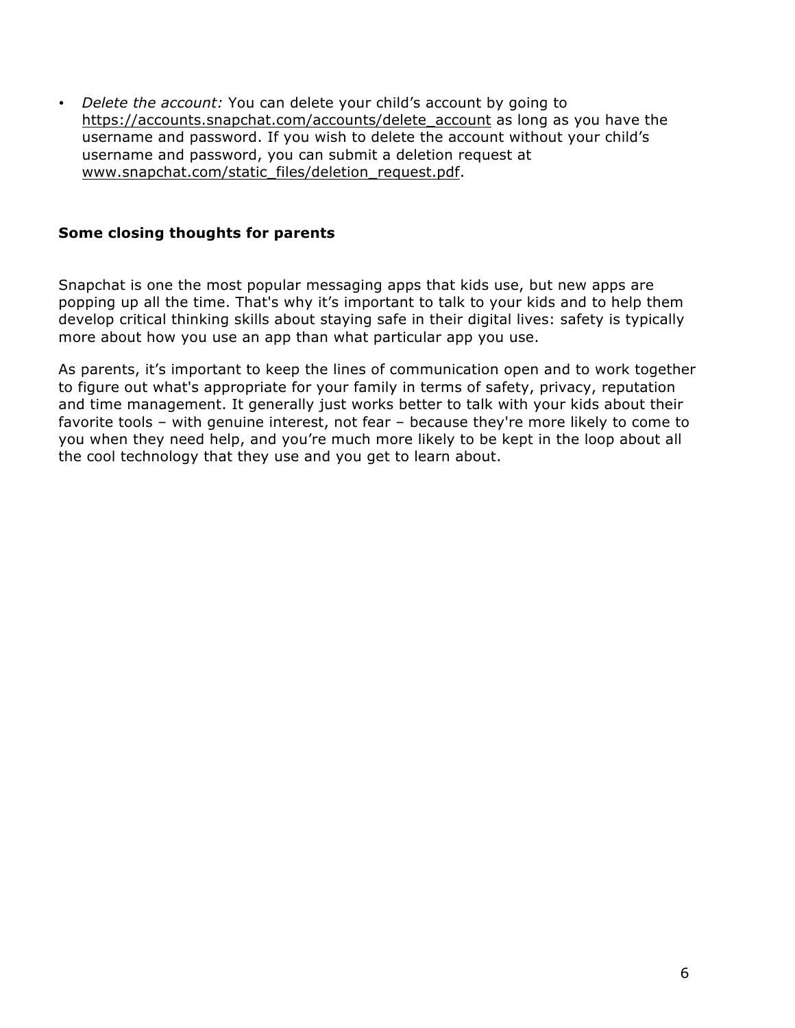- *Delete the account:* You can delete your child's account by going to https://accounts.snapchat.com/accounts/delete_account as long as you have the username and password. If you wish to delete the account without your child's username and password, you can submit a deletion request at www.snapchat.com/static_files/deletion_request.pdf.

**Some closing thoughts for parents**

Snapchat is one the most popular messaging apps that kids use, but new apps are popping up all the time. That's why it's important to talk to your kids and to help them develop critical thinking skills about staying safe in their digital lives: safety is typically more about how you use an app than what particular app you use.

As parents, it's important to keep the lines of communication open and to work together to figure out what's appropriate for your family in terms of safety, privacy, reputation and time management. It generally just works better to talk with your kids about their favorite tools – with genuine interest, not fear – because they're more likely to come to you when they need help, and you're much more likely to be kept in the loop about all the cool technology that they use and you get to learn about.